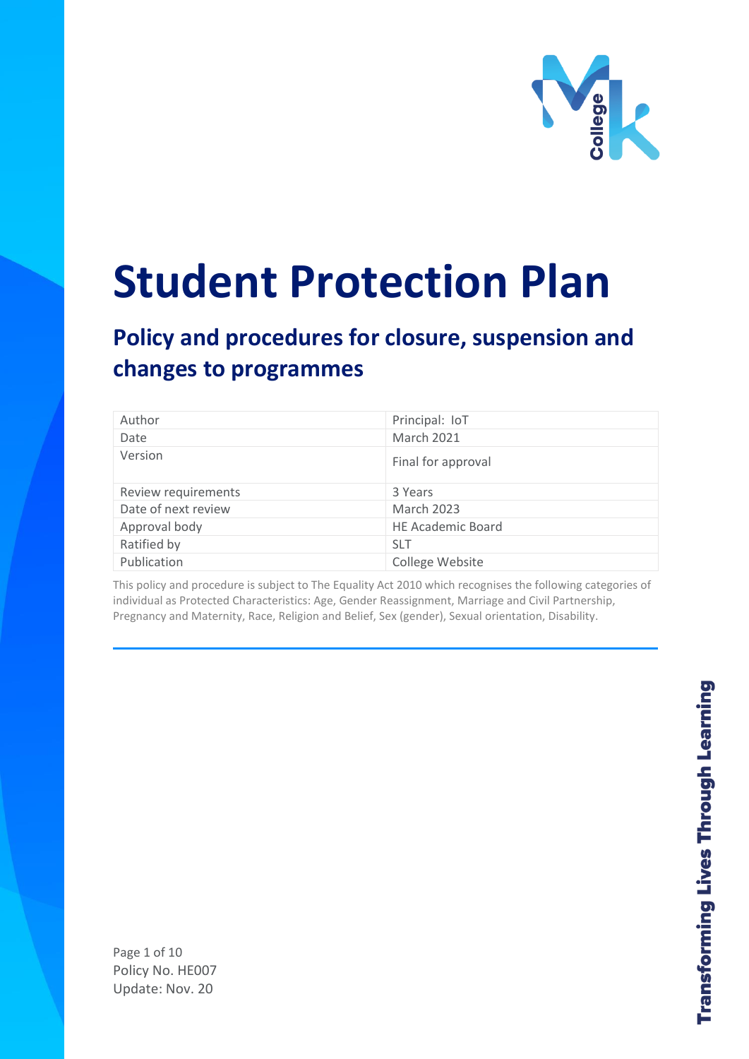# Student Protection Plan

## Policy and procedures for closure, suspension and changes to programmes

| Author | Principal: IoT |
| --- | --- |
| Date | March 2021 |
| Version | Final for approval |
| Review requirements | 3 Years |
| Date of next review | March 2023 |
| Approval body | HE Academic Board |
| Ratified by | SLT |
| Publication | College Website |

This policy and procedure is subject to The Equality Act 2010 which recognises the following categories of individual as Protected Characteristics: Age, Gender Reassignment, Marriage and Civil Partnership, Pregnancy and Maternity, Race, Religion and Belief, Sex (gender), Sexual orientation, Disability.

Policy No. HE007
Update: Nov. 20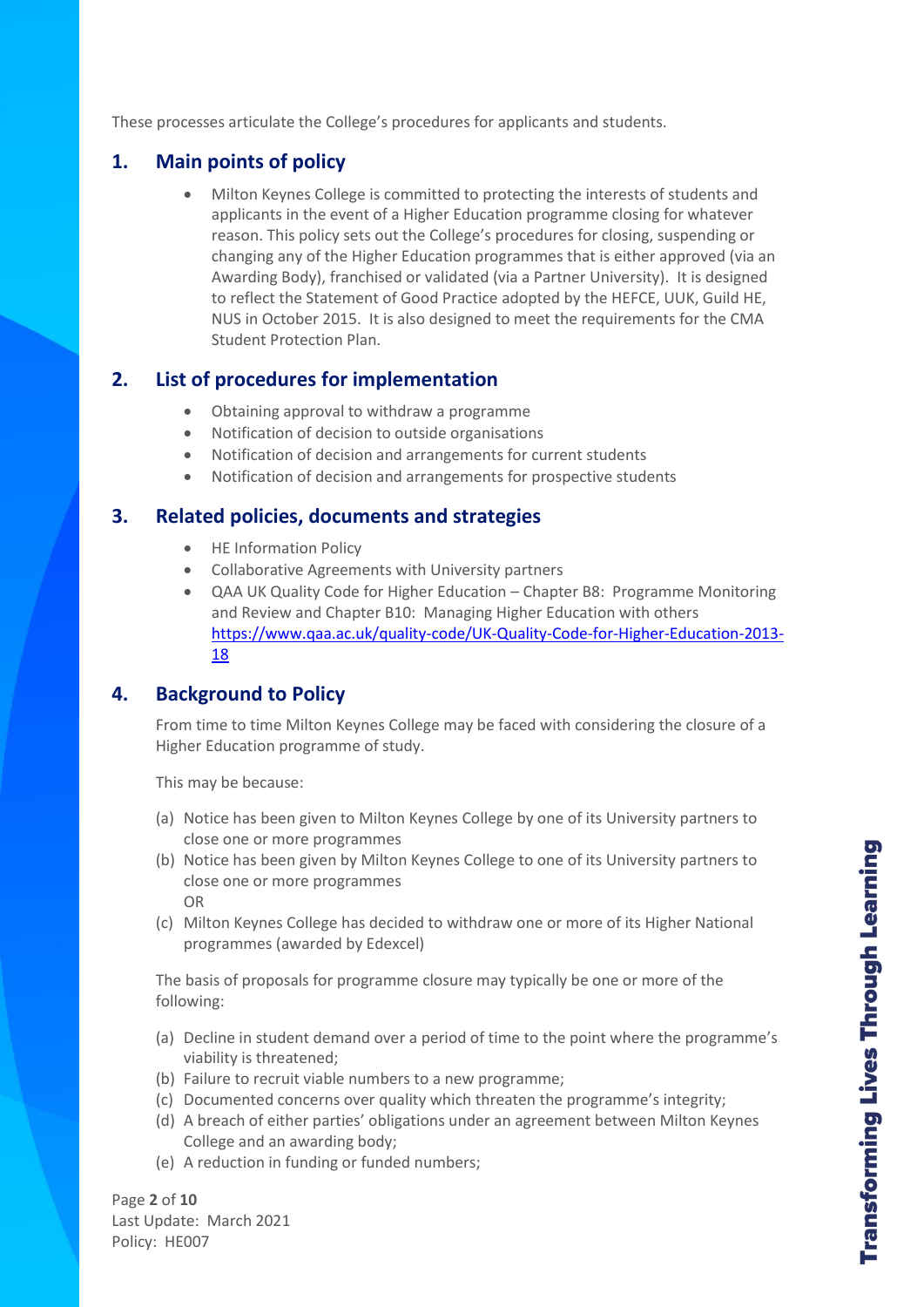These processes articulate the College's procedures for applicants and students.

## 1. Main points of policy

- Milton Keynes College is committed to protecting the interests of students and applicants in the event of a Higher Education programme closing for whatever reason. This policy sets out the College's procedures for closing, suspending or changing any of the Higher Education programmes that is either approved (via an Awarding Body), franchised or validated (via a Partner University). It is designed to reflect the Statement of Good Practice adopted by the HEFCE, UUK, Guild HE, NUS in October 2015. It is also designed to meet the requirements for the CMA Student Protection Plan.

## 2. List of procedures for implementation

- Obtaining approval to withdraw a programme
- Notification of decision to outside organisations
- Notification of decision and arrangements for current students
- Notification of decision and arrangements for prospective students

## 3. Related policies, documents and strategies

- HE Information Policy
- Collaborative Agreements with University partners
- QAA UK Quality Code for Higher Education – Chapter B8: Programme Monitoring and Review and Chapter B10: Managing Higher Education with others https://www.qaa.ac.uk/quality-code/UK-Quality-Code-for-Higher-Education-2013-18

## 4. Background to Policy

From time to time Milton Keynes College may be faced with considering the closure of a Higher Education programme of study.

This may be because:

(a) Notice has been given to Milton Keynes College by one of its University partners to close one or more programmes
(b) Notice has been given by Milton Keynes College to one of its University partners to close one or more programmes
OR
(c) Milton Keynes College has decided to withdraw one or more of its Higher National programmes (awarded by Edexcel)

The basis of proposals for programme closure may typically be one or more of the following:

(a) Decline in student demand over a period of time to the point where the programme's viability is threatened;
(b) Failure to recruit viable numbers to a new programme;
(c) Documented concerns over quality which threaten the programme's integrity;
(d) A breach of either parties' obligations under an agreement between Milton Keynes College and an awarding body;
(e) A reduction in funding or funded numbers;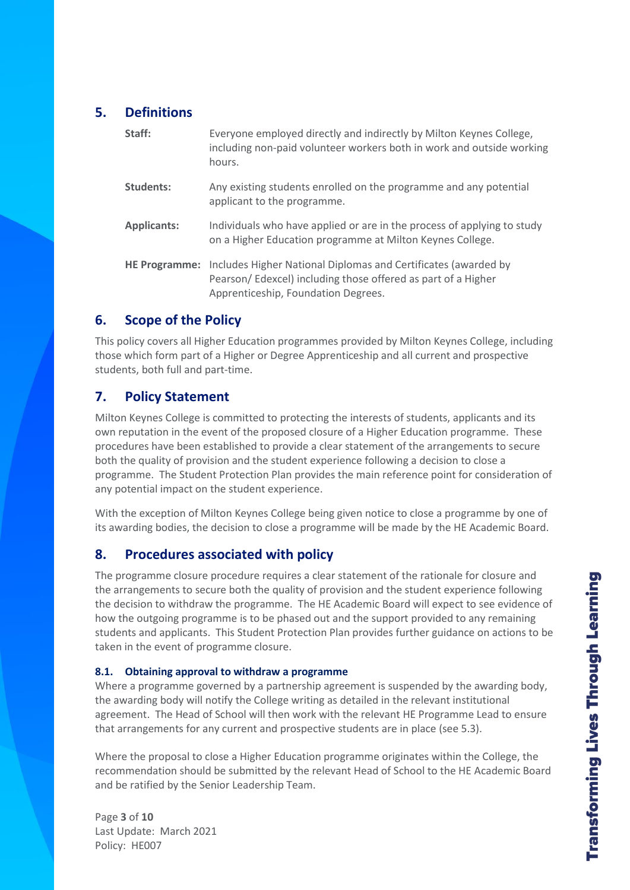## 5. Definitions

| | |
|---|---|
| **Staff:** | Everyone employed directly and indirectly by Milton Keynes College, including non-paid volunteer workers both in work and outside working hours. |
| **Students:** | Any existing students enrolled on the programme and any potential applicant to the programme. |
| **Applicants:** | Individuals who have applied or are in the process of applying to study on a Higher Education programme at Milton Keynes College. |
| **HE Programme:** | Includes Higher National Diplomas and Certificates (awarded by Pearson/ Edexcel) including those offered as part of a Higher Apprenticeship, Foundation Degrees. |

## 6. Scope of the Policy

This policy covers all Higher Education programmes provided by Milton Keynes College, including those which form part of a Higher or Degree Apprenticeship and all current and prospective students, both full and part-time.

## 7. Policy Statement

Milton Keynes College is committed to protecting the interests of students, applicants and its own reputation in the event of the proposed closure of a Higher Education programme. These procedures have been established to provide a clear statement of the arrangements to secure both the quality of provision and the student experience following a decision to close a programme. The Student Protection Plan provides the main reference point for consideration of any potential impact on the student experience.

With the exception of Milton Keynes College being given notice to close a programme by one of its awarding bodies, the decision to close a programme will be made by the HE Academic Board.

## 8. Procedures associated with policy

The programme closure procedure requires a clear statement of the rationale for closure and the arrangements to secure both the quality of provision and the student experience following the decision to withdraw the programme. The HE Academic Board will expect to see evidence of how the outgoing programme is to be phased out and the support provided to any remaining students and applicants. This Student Protection Plan provides further guidance on actions to be taken in the event of programme closure.

### 8.1. Obtaining approval to withdraw a programme

Where a programme governed by a partnership agreement is suspended by the awarding body, the awarding body will notify the College writing as detailed in the relevant institutional agreement. The Head of School will then work with the relevant HE Programme Lead to ensure that arrangements for any current and prospective students are in place (see 5.3).

Where the proposal to close a Higher Education programme originates within the College, the recommendation should be submitted by the relevant Head of School to the HE Academic Board and be ratified by the Senior Leadership Team.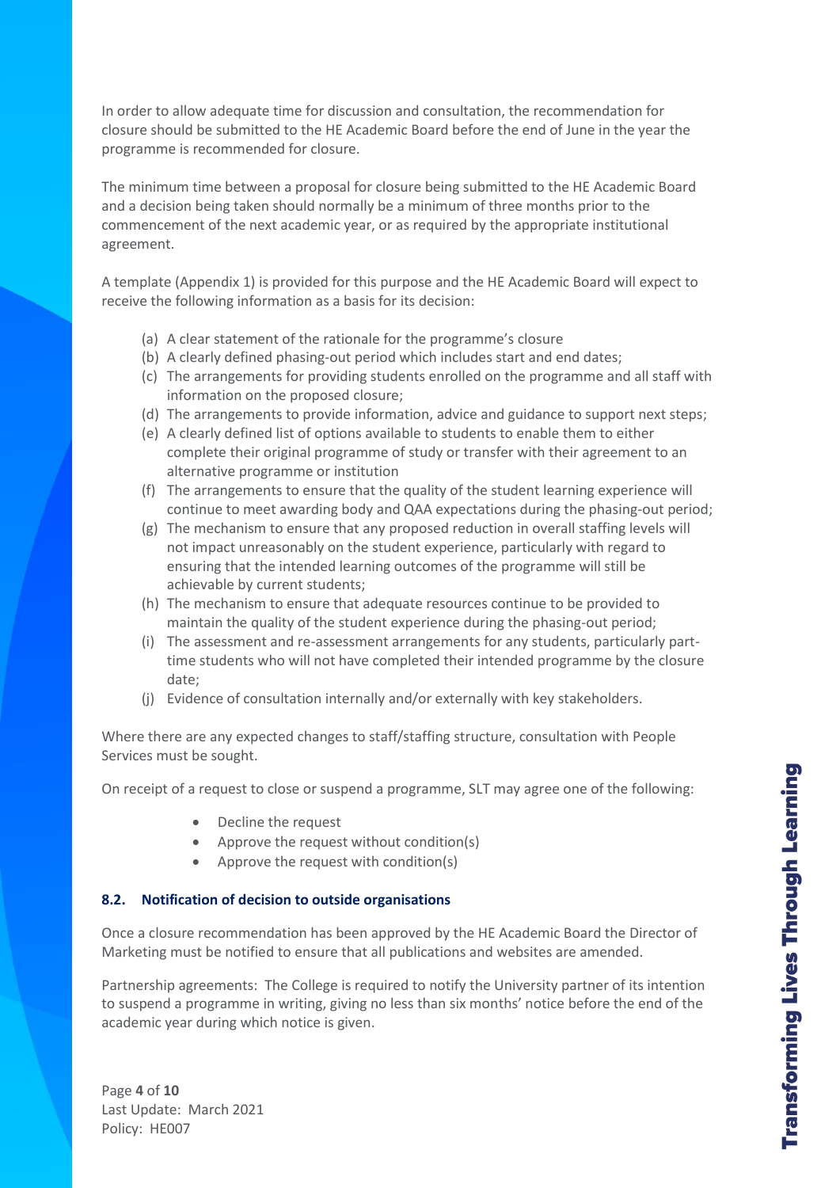In order to allow adequate time for discussion and consultation, the recommendation for closure should be submitted to the HE Academic Board before the end of June in the year the programme is recommended for closure.

The minimum time between a proposal for closure being submitted to the HE Academic Board and a decision being taken should normally be a minimum of three months prior to the commencement of the next academic year, or as required by the appropriate institutional agreement.

A template (Appendix 1) is provided for this purpose and the HE Academic Board will expect to receive the following information as a basis for its decision:

(a) A clear statement of the rationale for the programme's closure
(b) A clearly defined phasing-out period which includes start and end dates;
(c) The arrangements for providing students enrolled on the programme and all staff with information on the proposed closure;
(d) The arrangements to provide information, advice and guidance to support next steps;
(e) A clearly defined list of options available to students to enable them to either complete their original programme of study or transfer with their agreement to an alternative programme or institution
(f) The arrangements to ensure that the quality of the student learning experience will continue to meet awarding body and QAA expectations during the phasing-out period;
(g) The mechanism to ensure that any proposed reduction in overall staffing levels will not impact unreasonably on the student experience, particularly with regard to ensuring that the intended learning outcomes of the programme will still be achievable by current students;
(h) The mechanism to ensure that adequate resources continue to be provided to maintain the quality of the student experience during the phasing-out period;
(i) The assessment and re-assessment arrangements for any students, particularly part-time students who will not have completed their intended programme by the closure date;
(j) Evidence of consultation internally and/or externally with key stakeholders.

Where there are any expected changes to staff/staffing structure, consultation with People Services must be sought.

On receipt of a request to close or suspend a programme, SLT may agree one of the following:

- Decline the request
- Approve the request without condition(s)
- Approve the request with condition(s)

### 8.2. Notification of decision to outside organisations

Once a closure recommendation has been approved by the HE Academic Board the Director of Marketing must be notified to ensure that all publications and websites are amended.

Partnership agreements: The College is required to notify the University partner of its intention to suspend a programme in writing, giving no less than six months' notice before the end of the academic year during which notice is given.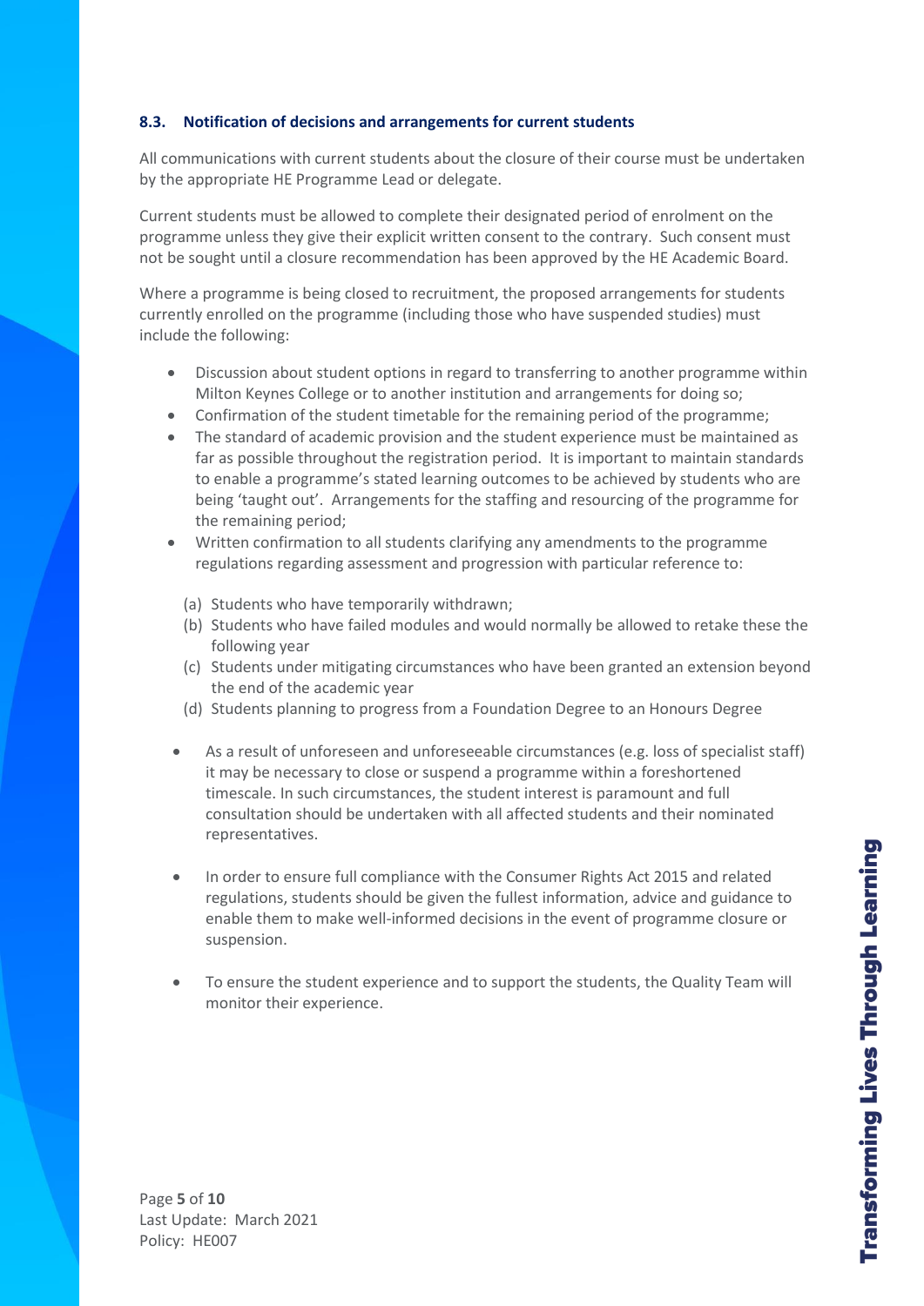### 8.3. Notification of decisions and arrangements for current students

All communications with current students about the closure of their course must be undertaken by the appropriate HE Programme Lead or delegate.

Current students must be allowed to complete their designated period of enrolment on the programme unless they give their explicit written consent to the contrary. Such consent must not be sought until a closure recommendation has been approved by the HE Academic Board.

Where a programme is being closed to recruitment, the proposed arrangements for students currently enrolled on the programme (including those who have suspended studies) must include the following:

- Discussion about student options in regard to transferring to another programme within Milton Keynes College or to another institution and arrangements for doing so;
- Confirmation of the student timetable for the remaining period of the programme;
- The standard of academic provision and the student experience must be maintained as far as possible throughout the registration period. It is important to maintain standards to enable a programme's stated learning outcomes to be achieved by students who are being 'taught out'. Arrangements for the staffing and resourcing of the programme for the remaining period;
- Written confirmation to all students clarifying any amendments to the programme regulations regarding assessment and progression with particular reference to:

  (a) Students who have temporarily withdrawn;
  (b) Students who have failed modules and would normally be allowed to retake these the following year
  (c) Students under mitigating circumstances who have been granted an extension beyond the end of the academic year
  (d) Students planning to progress from a Foundation Degree to an Honours Degree

- As a result of unforeseen and unforeseeable circumstances (e.g. loss of specialist staff) it may be necessary to close or suspend a programme within a foreshortened timescale. In such circumstances, the student interest is paramount and full consultation should be undertaken with all affected students and their nominated representatives.

- In order to ensure full compliance with the Consumer Rights Act 2015 and related regulations, students should be given the fullest information, advice and guidance to enable them to make well-informed decisions in the event of programme closure or suspension.

- To ensure the student experience and to support the students, the Quality Team will monitor their experience.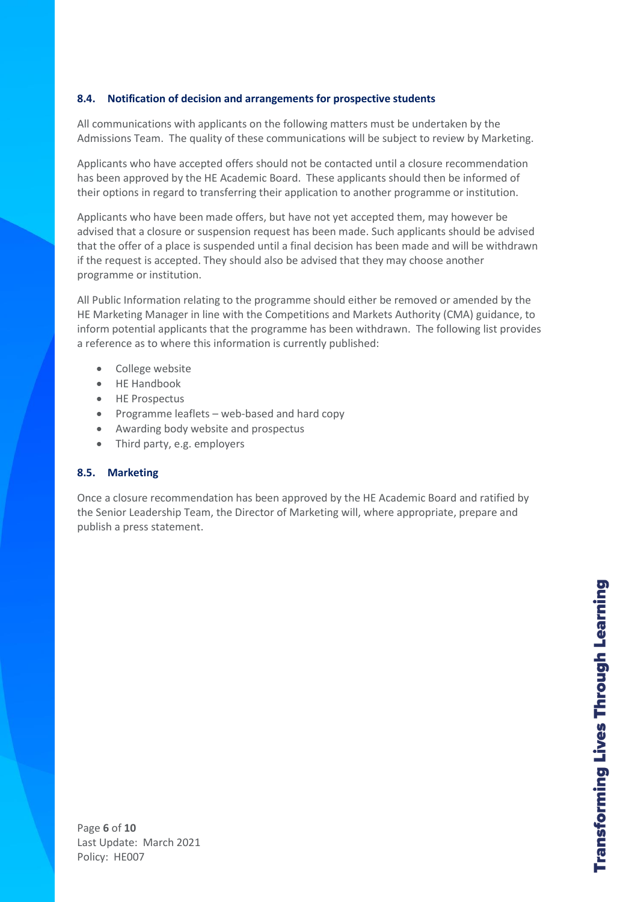### 8.4. Notification of decision and arrangements for prospective students

All communications with applicants on the following matters must be undertaken by the Admissions Team. The quality of these communications will be subject to review by Marketing.

Applicants who have accepted offers should not be contacted until a closure recommendation has been approved by the HE Academic Board. These applicants should then be informed of their options in regard to transferring their application to another programme or institution.

Applicants who have been made offers, but have not yet accepted them, may however be advised that a closure or suspension request has been made. Such applicants should be advised that the offer of a place is suspended until a final decision has been made and will be withdrawn if the request is accepted. They should also be advised that they may choose another programme or institution.

All Public Information relating to the programme should either be removed or amended by the HE Marketing Manager in line with the Competitions and Markets Authority (CMA) guidance, to inform potential applicants that the programme has been withdrawn. The following list provides a reference as to where this information is currently published:

- College website
- HE Handbook
- HE Prospectus
- Programme leaflets – web-based and hard copy
- Awarding body website and prospectus
- Third party, e.g. employers

### 8.5. Marketing

Once a closure recommendation has been approved by the HE Academic Board and ratified by the Senior Leadership Team, the Director of Marketing will, where appropriate, prepare and publish a press statement.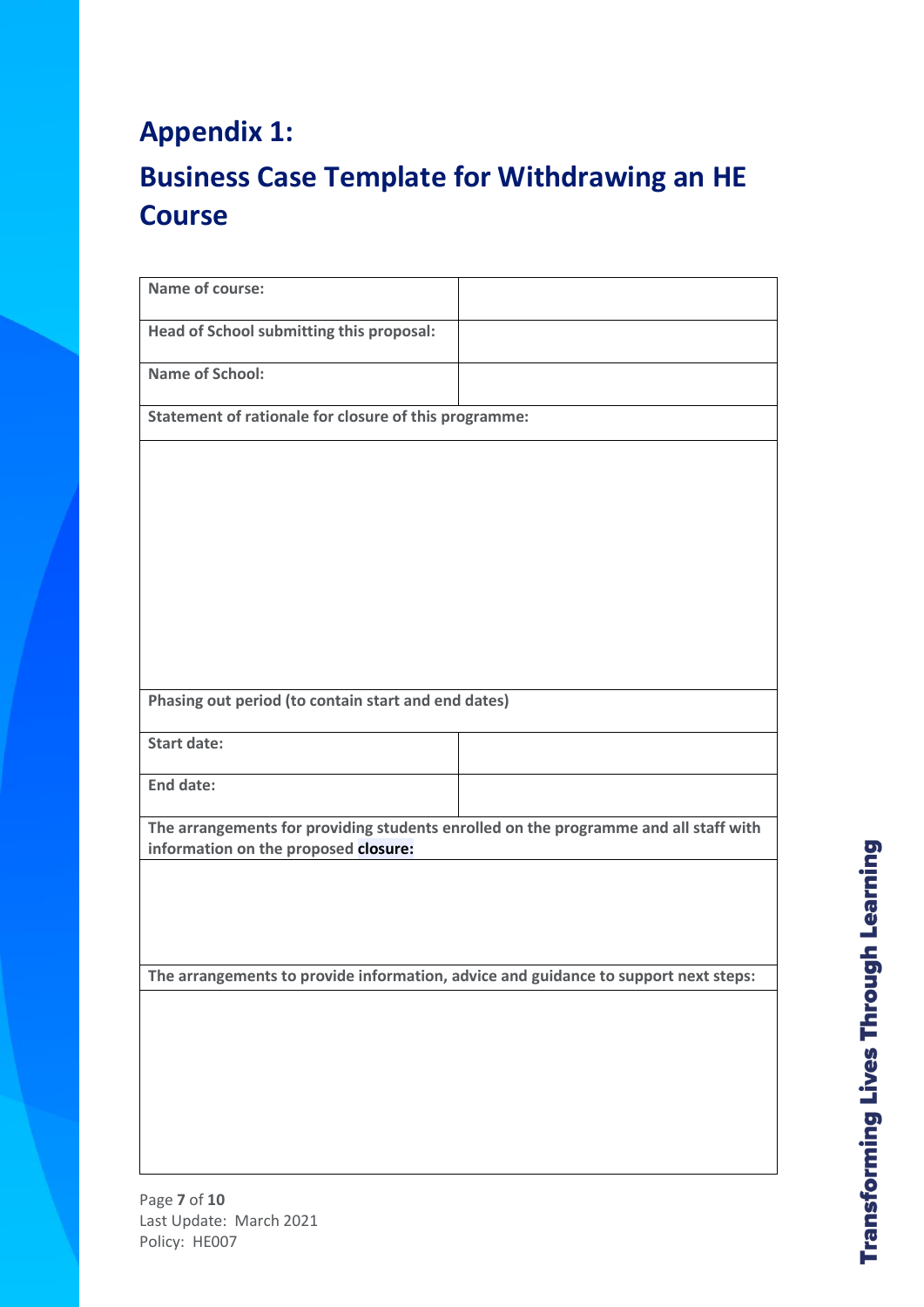# Appendix 1:

# Business Case Template for Withdrawing an HE Course

| **Name of course:** | |
|---|---|
| **Head of School submitting this proposal:** | |
| **Name of School:** | |
| **Statement of rationale for closure of this programme:** | |
| | |
| **Phasing out period (to contain start and end dates)** | |
| **Start date:** | |
| **End date:** | |
| **The arrangements for providing students enrolled on the programme and all staff with information on the proposed closure:** | |
| | |
| **The arrangements to provide information, advice and guidance to support next steps:** | |
| | |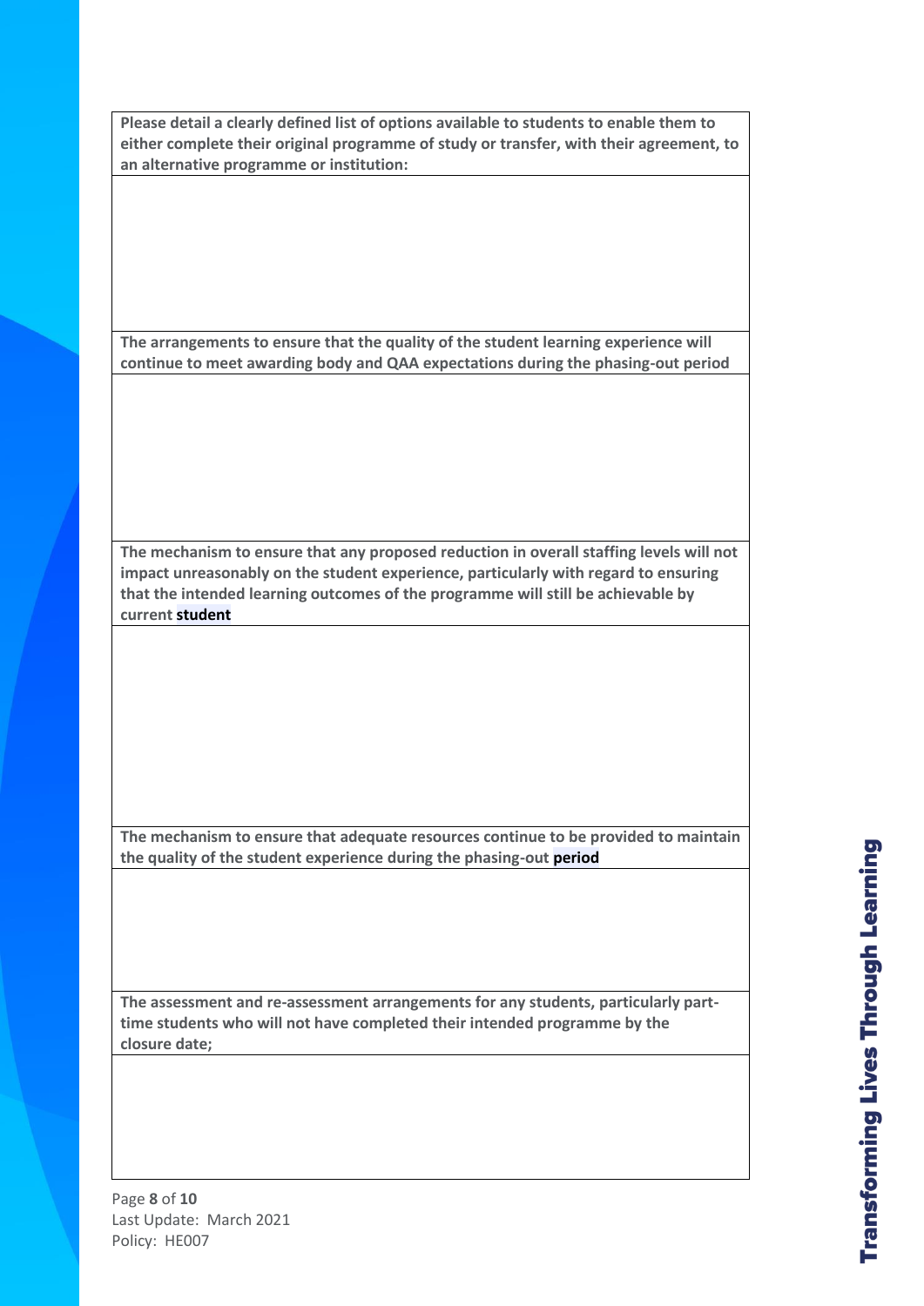| **Please detail a clearly defined list of options available to students to enable them to either complete their original programme of study or transfer, with their agreement, to an alternative programme or institution:** |
| --- |
| |
| **The arrangements to ensure that the quality of the student learning experience will continue to meet awarding body and QAA expectations during the phasing-out period** |
| |
| **The mechanism to ensure that any proposed reduction in overall staffing levels will not impact unreasonably on the student experience, particularly with regard to ensuring that the intended learning outcomes of the programme will still be achievable by current student** |
| |
| **The mechanism to ensure that adequate resources continue to be provided to maintain the quality of the student experience during the phasing-out period** |
| |
| **The assessment and re-assessment arrangements for any students, particularly part-time students who will not have completed their intended programme by the closure date;** |
| |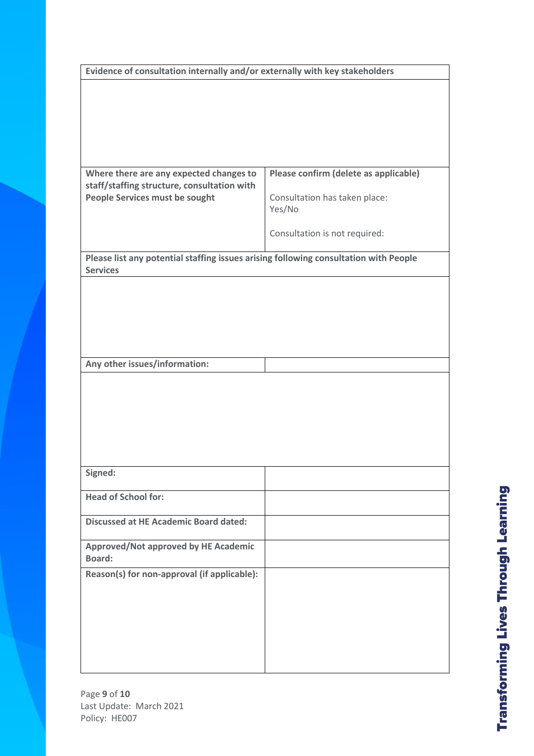| Evidence of consultation internally and/or externally with key stakeholders | |
|---|---|
| | |
| **Where there are any expected changes to staff/staffing structure, consultation with People Services must be sought** | **Please confirm (delete as applicable)**<br><br>Consultation has taken place:<br>Yes/No<br><br>Consultation is not required: |
| **Please list any potential staffing issues arising following consultation with People Services** | |
| | |
| **Any other issues/information:** | |
| | |
| **Signed:** | |
| **Head of School for:** | |
| **Discussed at HE Academic Board dated:** | |
| **Approved/Not approved by HE Academic Board:** | |
| **Reason(s) for non-approval (if applicable):** | |

Last Update: March 2021
Policy: HE007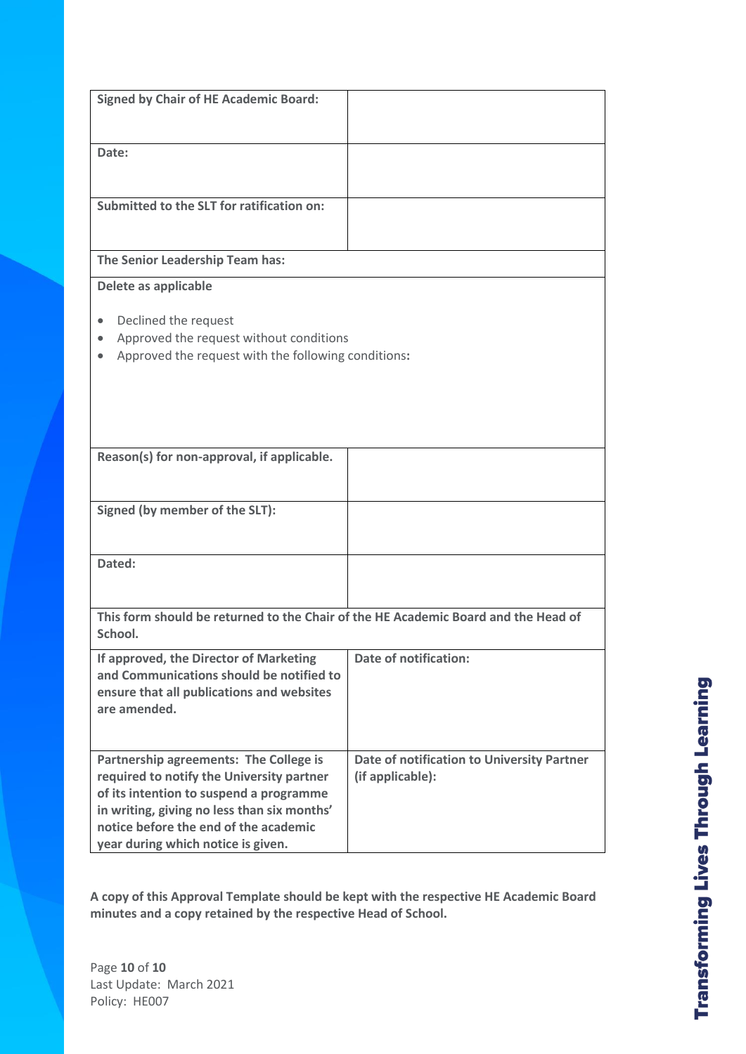| | |
|---|---|
| **Signed by Chair of HE Academic Board:** | |
| **Date:** | |
| **Submitted to the SLT for ratification on:** | |
| **The Senior Leadership Team has:** | |
| **Delete as applicable**<br><br>• Declined the request<br>• Approved the request without conditions<br>• Approved the request with the following conditions**:** | |
| **Reason(s) for non-approval, if applicable.** | |
| **Signed (by member of the SLT):** | |
| **Dated:** | |
| **This form should be returned to the Chair of the HE Academic Board and the Head of School.** | |
| **If approved, the Director of Marketing and Communications should be notified to ensure that all publications and websites are amended.** | **Date of notification:** |
| **Partnership agreements: The College is required to notify the University partner of its intention to suspend a programme in writing, giving no less than six months' notice before the end of the academic year during which notice is given.** | **Date of notification to University Partner (if applicable):** |

**A copy of this Approval Template should be kept with the respective HE Academic Board minutes and a copy retained by the respective Head of School.**

Last Update: March 2021
Policy: HE007